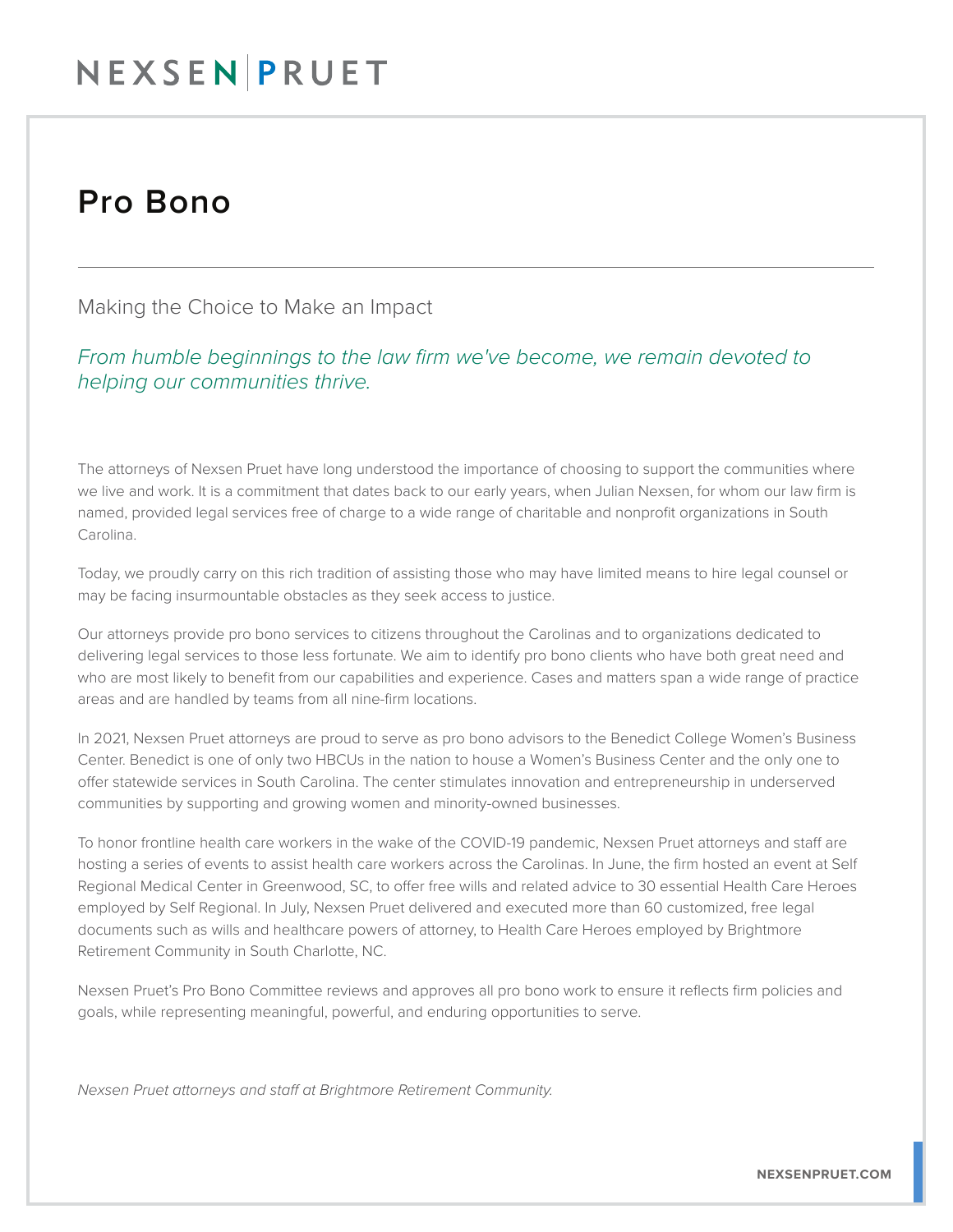# Pro Bono

Making the Choice to Make an Impact

*From humble beginnings to the law firm we've become, we remain devoted to helping our communities thrive.*

The attorneys of Nexsen Pruet have long understood the importance of choosing to support the communities where we live and work. It is a commitment that dates back to our early years, when Julian Nexsen, for whom our law firm is named, provided legal services free of charge to a wide range of charitable and nonprofit organizations in South Carolina.

Today, we proudly carry on this rich tradition of assisting those who may have limited means to hire legal counsel or may be facing insurmountable obstacles as they seek access to justice.

Our attorneys provide pro bono services to citizens throughout the Carolinas and to organizations dedicated to delivering legal services to those less fortunate. We aim to identify pro bono clients who have both great need and who are most likely to benefit from our capabilities and experience. Cases and matters span a wide range of practice areas and are handled by teams from all nine-firm locations.

In 2021, Nexsen Pruet attorneys are proud to serve as pro bono advisors to the Benedict College Women's Business Center. Benedict is one of only two HBCUs in the nation to house a Women's Business Center and the only one to offer statewide services in South Carolina. The center stimulates innovation and entrepreneurship in underserved communities by supporting and growing women and minority-owned businesses.

To honor frontline health care workers in the wake of the COVID-19 pandemic, Nexsen Pruet attorneys and staff are hosting a series of events to assist health care workers across the Carolinas. In June, the firm hosted an event at Self Regional Medical Center in Greenwood, SC, to offer free wills and related advice to 30 essential Health Care Heroes employed by Self Regional. In July, Nexsen Pruet delivered and executed more than 60 customized, free legal documents such as wills and healthcare powers of attorney, to Health Care Heroes employed by Brightmore Retirement Community in South Charlotte, NC.

Nexsen Pruet's Pro Bono Committee reviews and approves all pro bono work to ensure it reflects firm policies and goals, while representing meaningful, powerful, and enduring opportunities to serve.

*Nexsen Pruet attorneys and staff at Brightmore Retirement Community.*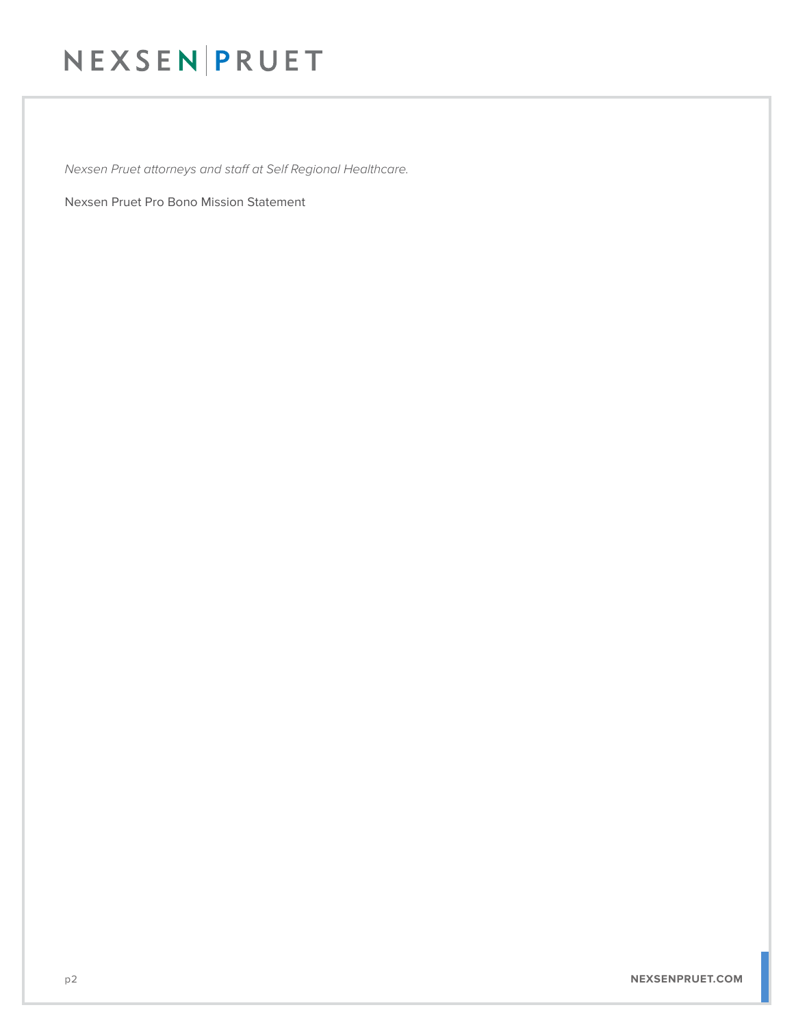*Nexsen Pruet attorneys and staff at Self Regional Healthcare.*

Nexsen Pruet Pro Bono Mission Statement